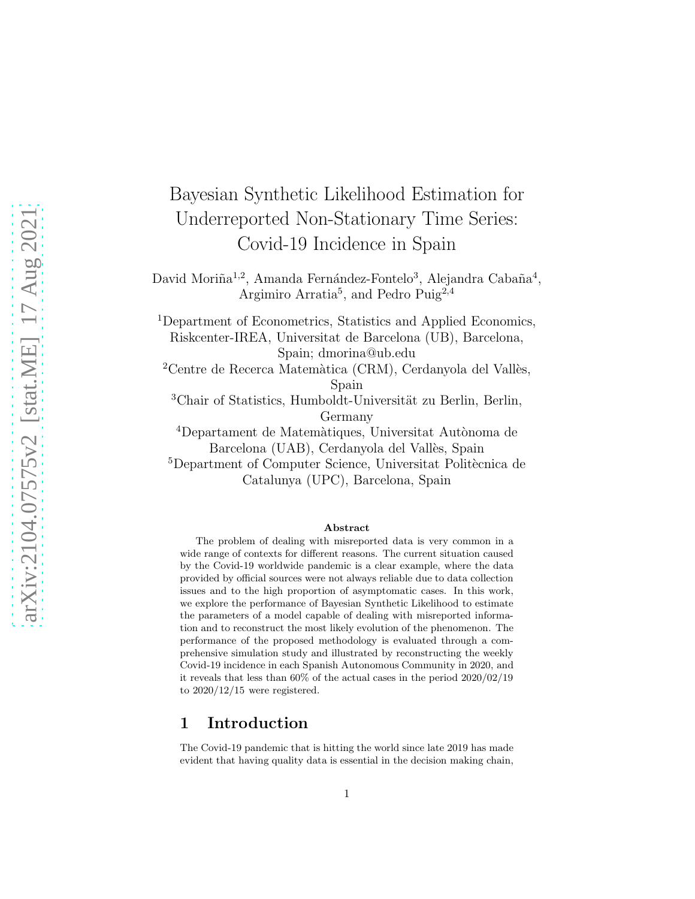# Bayesian Synthetic Likelihood Estimation for Underreported Non-Stationary Time Series: Covid-19 Incidence in Spain

David Moriña[1,2], Amanda Fernández-Fontelo[3], Alejandra Cabaña[4], Argimiro Arratia[5], and Pedro Puig[2,4]

[1]Department of Econometrics, Statistics and Applied Economics, Riskcenter-IREA, Universitat de Barcelona (UB), Barcelona, Spain; dmorina@ub.edu

[2]Centre de Recerca Matemàtica (CRM), Cerdanyola del Vallès, Spain

[3]Chair of Statistics, Humboldt-Universität zu Berlin, Berlin, Germany

[4]Departament de Matemàtiques, Universitat Autònoma de Barcelona (UAB), Cerdanyola del Vallès, Spain

[5]Department of Computer Science, Universitat Politècnica de Catalunya (UPC), Barcelona, Spain

**Abstract**

The problem of dealing with misreported data is very common in a wide range of contexts for different reasons. The current situation caused by the Covid-19 worldwide pandemic is a clear example, where the data provided by official sources were not always reliable due to data collection issues and to the high proportion of asymptomatic cases. In this work, we explore the performance of Bayesian Synthetic Likelihood to estimate the parameters of a model capable of dealing with misreported information and to reconstruct the most likely evolution of the phenomenon. The performance of the proposed methodology is evaluated through a comprehensive simulation study and illustrated by reconstructing the weekly Covid-19 incidence in each Spanish Autonomous Community in 2020, and it reveals that less than 60% of the actual cases in the period 2020/02/19 to 2020/12/15 were registered.

## 1 Introduction

The Covid-19 pandemic that is hitting the world since late 2019 has made evident that having quality data is essential in the decision making chain,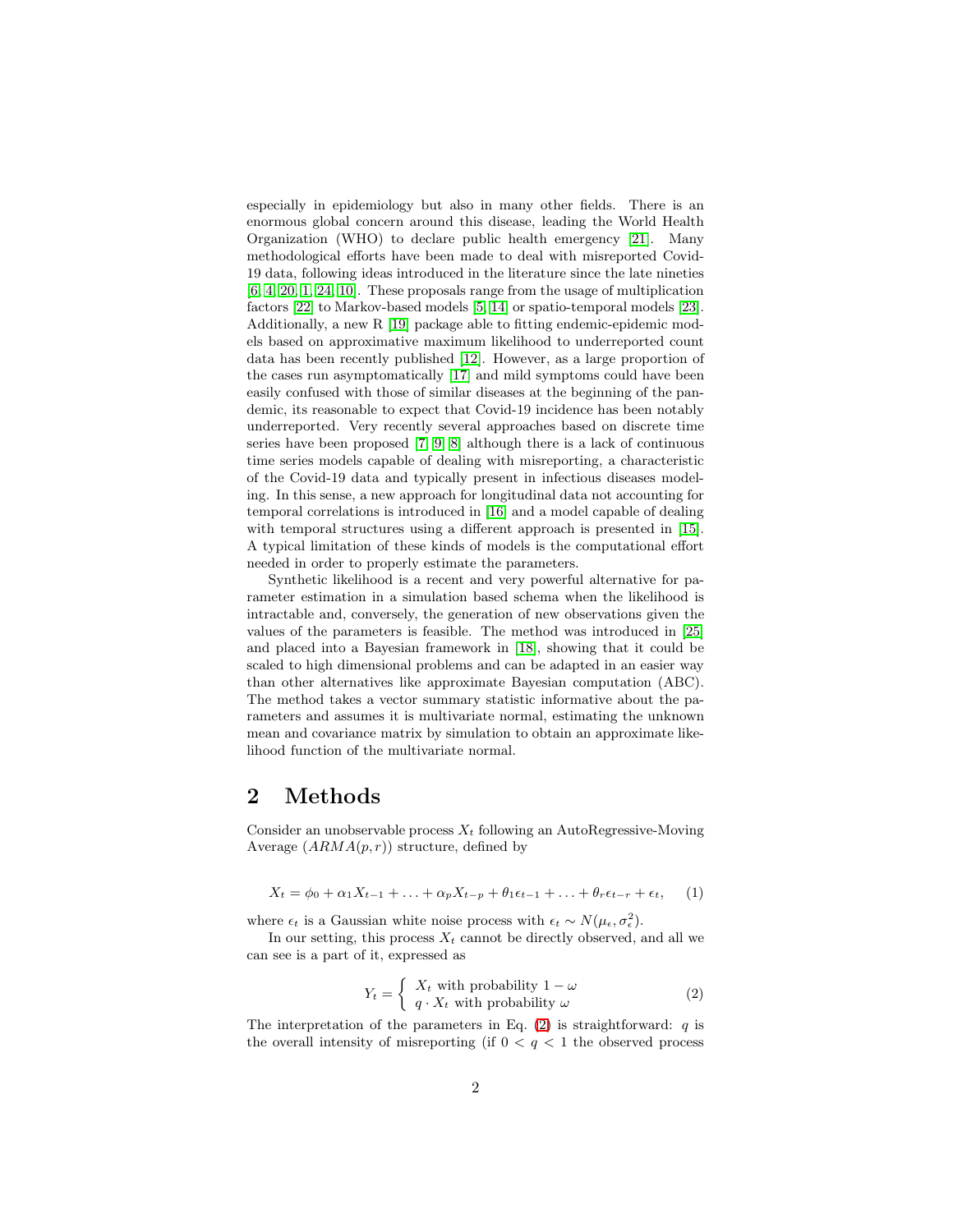especially in epidemiology but also in many other fields. There is an enormous global concern around this disease, leading the World Health Organization (WHO) to declare public health emergency [21]. Many methodological efforts have been made to deal with misreported Covid-19 data, following ideas introduced in the literature since the late nineties [6, 4, 20, 1, 24, 10]. These proposals range from the usage of multiplication factors [22] to Markov-based models [5, 14] or spatio-temporal models [23]. Additionally, a new R [19] package able to fitting endemic-epidemic models based on approximative maximum likelihood to underreported count data has been recently published [12]. However, as a large proportion of the cases run asymptomatically [17] and mild symptoms could have been easily confused with those of similar diseases at the beginning of the pandemic, its reasonable to expect that Covid-19 incidence has been notably underreported. Very recently several approaches based on discrete time series have been proposed [7, 9, 8] although there is a lack of continuous time series models capable of dealing with misreporting, a characteristic of the Covid-19 data and typically present in infectious diseases modeling. In this sense, a new approach for longitudinal data not accounting for temporal correlations is introduced in [16] and a model capable of dealing with temporal structures using a different approach is presented in [15]. A typical limitation of these kinds of models is the computational effort needed in order to properly estimate the parameters.

Synthetic likelihood is a recent and very powerful alternative for parameter estimation in a simulation based schema when the likelihood is intractable and, conversely, the generation of new observations given the values of the parameters is feasible. The method was introduced in [25] and placed into a Bayesian framework in [18], showing that it could be scaled to high dimensional problems and can be adapted in an easier way than other alternatives like approximate Bayesian computation (ABC). The method takes a vector summary statistic informative about the parameters and assumes it is multivariate normal, estimating the unknown mean and covariance matrix by simulation to obtain an approximate likelihood function of the multivariate normal.

## 2 Methods

Consider an unobservable process $X_t$ following an AutoRegressive-Moving Average ($ARMA(p,r)$) structure, defined by

$$X_t = \phi_0 + \alpha_1 X_{t-1} + \ldots + \alpha_p X_{t-p} + \theta_1 \epsilon_{t-1} + \ldots + \theta_r \epsilon_{t-r} + \epsilon_t, \quad (1)$$

where $\epsilon_t$ is a Gaussian white noise process with $\epsilon_t \sim N(\mu_\epsilon, \sigma_\epsilon^2)$.

In our setting, this process $X_t$ cannot be directly observed, and all we can see is a part of it, expressed as

$$Y_t = \begin{cases} X_t \text{ with probability } 1-\omega \\ q \cdot X_t \text{ with probability } \omega \end{cases} \quad (2)$$

The interpretation of the parameters in Eq. (2) is straightforward: $q$ is the overall intensity of misreporting (if $0 < q < 1$ the observed process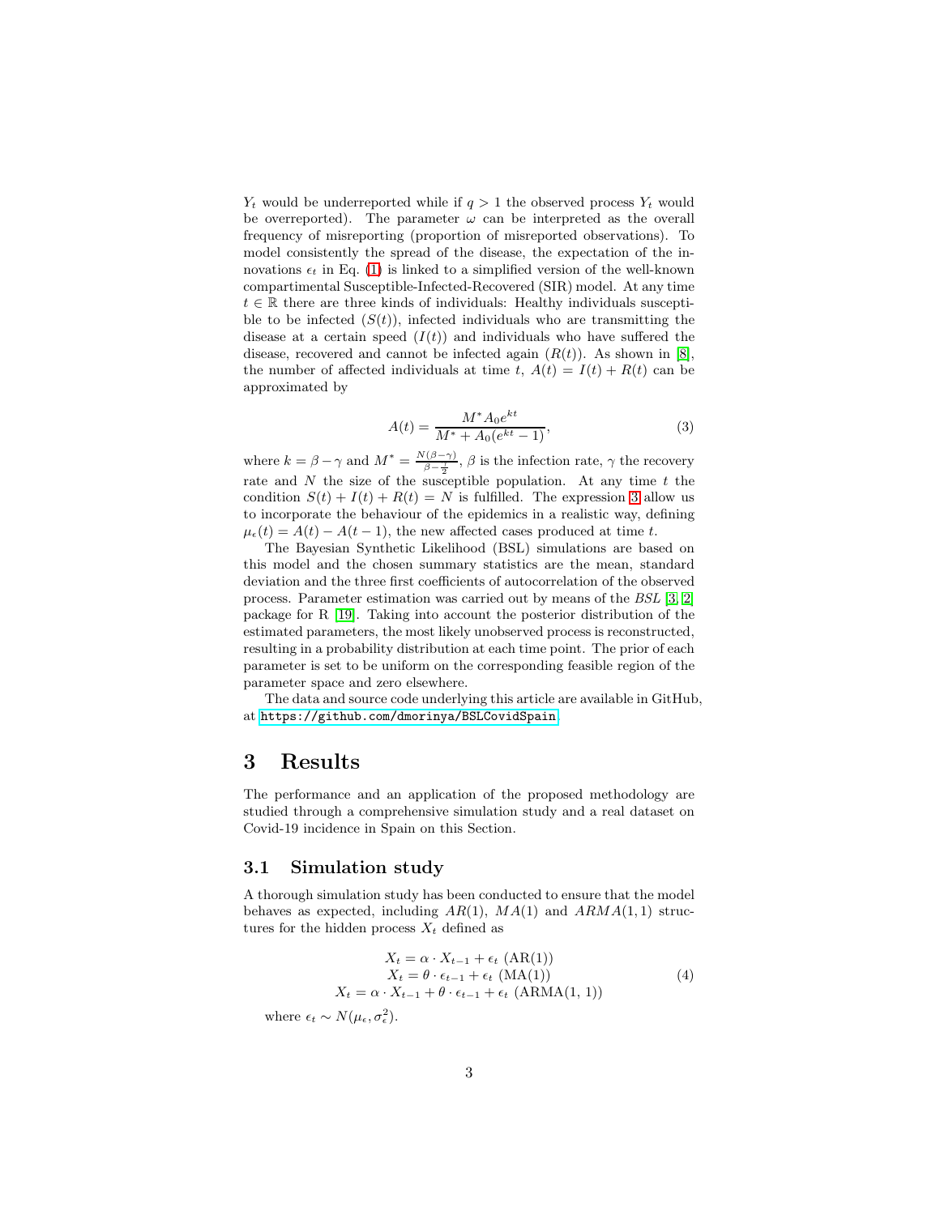$Y_t$ would be underreported while if $q > 1$ the observed process $Y_t$ would be overreported). The parameter $\omega$ can be interpreted as the overall frequency of misreporting (proportion of misreported observations). To model consistently the spread of the disease, the expectation of the innovations $\epsilon_t$ in Eq. (1) is linked to a simplified version of the well-known compartimental Susceptible-Infected-Recovered (SIR) model. At any time $t \in \mathbb{R}$ there are three kinds of individuals: Healthy individuals susceptible to be infected ($S(t)$), infected individuals who are transmitting the disease at a certain speed ($I(t)$) and individuals who have suffered the disease, recovered and cannot be infected again ($R(t)$). As shown in [8], the number of affected individuals at time $t$, $A(t) = I(t) + R(t)$ can be approximated by

$$A(t) = \frac{M^* A_0 e^{kt}}{M^* + A_0(e^{kt} - 1)}, \tag{3}$$

where $k = \beta - \gamma$ and $M^* = \frac{N(\beta-\gamma)}{\beta - \frac{\gamma}{2}}$, $\beta$ is the infection rate, $\gamma$ the recovery rate and $N$ the size of the susceptible population. At any time $t$ the condition $S(t) + I(t) + R(t) = N$ is fulfilled. The expression 3 allow us to incorporate the behaviour of the epidemics in a realistic way, defining $\mu_\epsilon(t) = A(t) - A(t-1)$, the new affected cases produced at time $t$.

The Bayesian Synthetic Likelihood (BSL) simulations are based on this model and the chosen summary statistics are the mean, standard deviation and the three first coefficients of autocorrelation of the observed process. Parameter estimation was carried out by means of the *BSL* [3, 2] package for R [19]. Taking into account the posterior distribution of the estimated parameters, the most likely unobserved process is reconstructed, resulting in a probability distribution at each time point. The prior of each parameter is set to be uniform on the corresponding feasible region of the parameter space and zero elsewhere.

The data and source code underlying this article are available in GitHub, at https://github.com/dmorinya/BSLCovidSpain.

# 3 Results

The performance and an application of the proposed methodology are studied through a comprehensive simulation study and a real dataset on Covid-19 incidence in Spain on this Section.

## 3.1 Simulation study

A thorough simulation study has been conducted to ensure that the model behaves as expected, including $AR(1)$, $MA(1)$ and $ARMA(1,1)$ structures for the hidden process $X_t$ defined as

$$\begin{array}{c} X_t = \alpha \cdot X_{t-1} + \epsilon_t \text{ (AR(1))} \\ X_t = \theta \cdot \epsilon_{t-1} + \epsilon_t \text{ (MA(1))} \\ X_t = \alpha \cdot X_{t-1} + \theta \cdot \epsilon_{t-1} + \epsilon_t \text{ (ARMA(1, 1))} \end{array} \tag{4}$$

where $\epsilon_t \sim N(\mu_\epsilon, \sigma_\epsilon^2)$.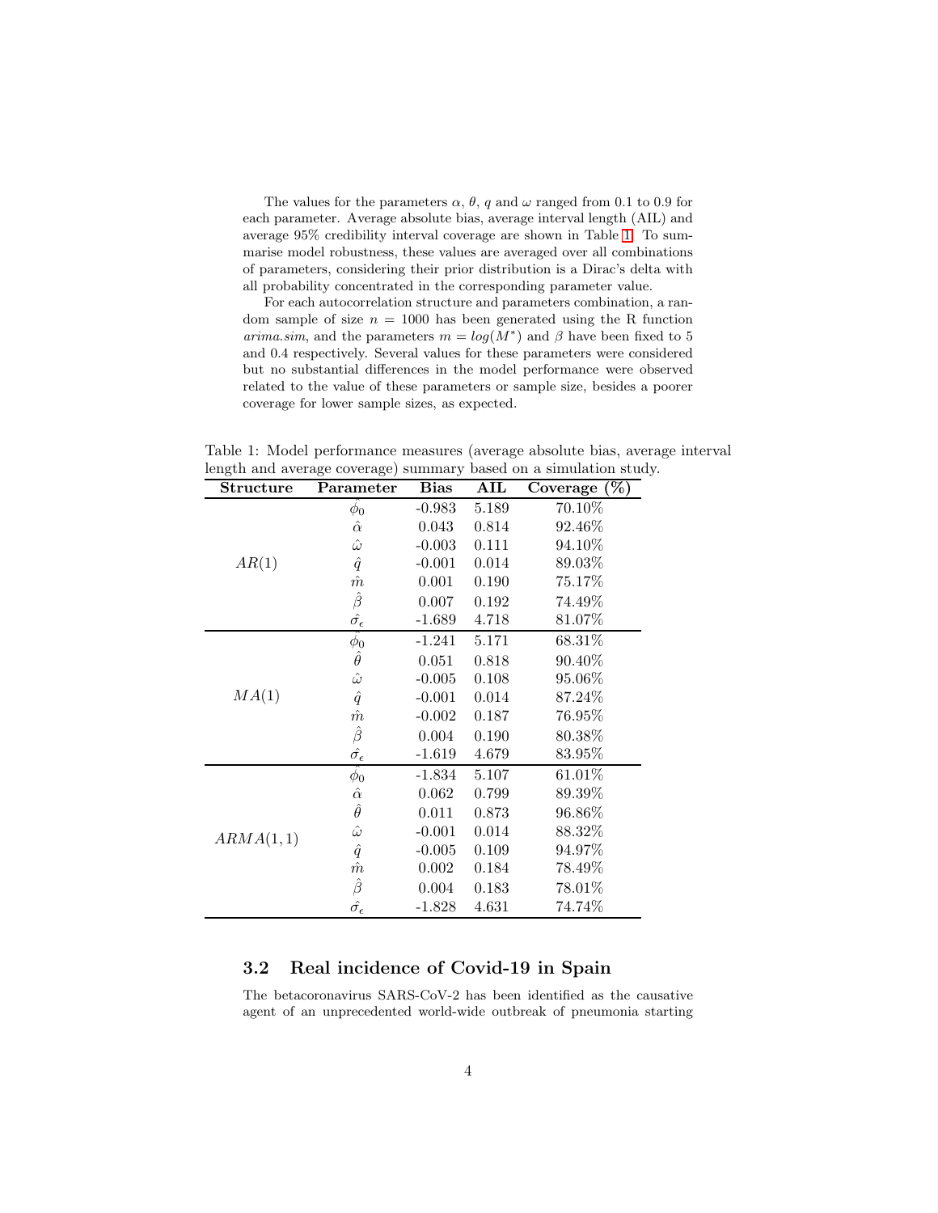The values for the parameters $\alpha$, $\theta$, $q$ and $\omega$ ranged from 0.1 to 0.9 for each parameter. Average absolute bias, average interval length (AIL) and average 95% credibility interval coverage are shown in Table 1. To summarise model robustness, these values are averaged over all combinations of parameters, considering their prior distribution is a Dirac's delta with all probability concentrated in the corresponding parameter value.

For each autocorrelation structure and parameters combination, a random sample of size $n = 1000$ has been generated using the R function *arima.sim*, and the parameters $m = log(M^*)$ and $\beta$ have been fixed to 5 and 0.4 respectively. Several values for these parameters were considered but no substantial differences in the model performance were observed related to the value of these parameters or sample size, besides a poorer coverage for lower sample sizes, as expected.

Table 1: Model performance measures (average absolute bias, average interval length and average coverage) summary based on a simulation study.

| **Structure** | **Parameter** | **Bias** | **AIL** | **Coverage (%)** |
|---|---|---|---|---|
| $AR(1)$ | $\hat{\phi_0}$ | -0.983 | 5.189 | 70.10% |
| | $\hat{\alpha}$ | 0.043 | 0.814 | 92.46% |
| | $\hat{\omega}$ | -0.003 | 0.111 | 94.10% |
| | $\hat{q}$ | -0.001 | 0.014 | 89.03% |
| | $\hat{m}$ | 0.001 | 0.190 | 75.17% |
| | $\hat{\beta}$ | 0.007 | 0.192 | 74.49% |
| | $\hat{\sigma_\epsilon}$ | -1.689 | 4.718 | 81.07% |
| $MA(1)$ | $\hat{\phi_0}$ | -1.241 | 5.171 | 68.31% |
| | $\hat{\theta}$ | 0.051 | 0.818 | 90.40% |
| | $\hat{\omega}$ | -0.005 | 0.108 | 95.06% |
| | $\hat{q}$ | -0.001 | 0.014 | 87.24% |
| | $\hat{m}$ | -0.002 | 0.187 | 76.95% |
| | $\hat{\beta}$ | 0.004 | 0.190 | 80.38% |
| | $\hat{\sigma_\epsilon}$ | -1.619 | 4.679 | 83.95% |
| $ARMA(1,1)$ | $\hat{\phi_0}$ | -1.834 | 5.107 | 61.01% |
| | $\hat{\alpha}$ | 0.062 | 0.799 | 89.39% |
| | $\hat{\theta}$ | 0.011 | 0.873 | 96.86% |
| | $\hat{\omega}$ | -0.001 | 0.014 | 88.32% |
| | $\hat{q}$ | -0.005 | 0.109 | 94.97% |
| | $\hat{m}$ | 0.002 | 0.184 | 78.49% |
| | $\hat{\beta}$ | 0.004 | 0.183 | 78.01% |
| | $\hat{\sigma_\epsilon}$ | -1.828 | 4.631 | 74.74% |

## 3.2 Real incidence of Covid-19 in Spain

The betacoronavirus SARS-CoV-2 has been identified as the causative agent of an unprecedented world-wide outbreak of pneumonia starting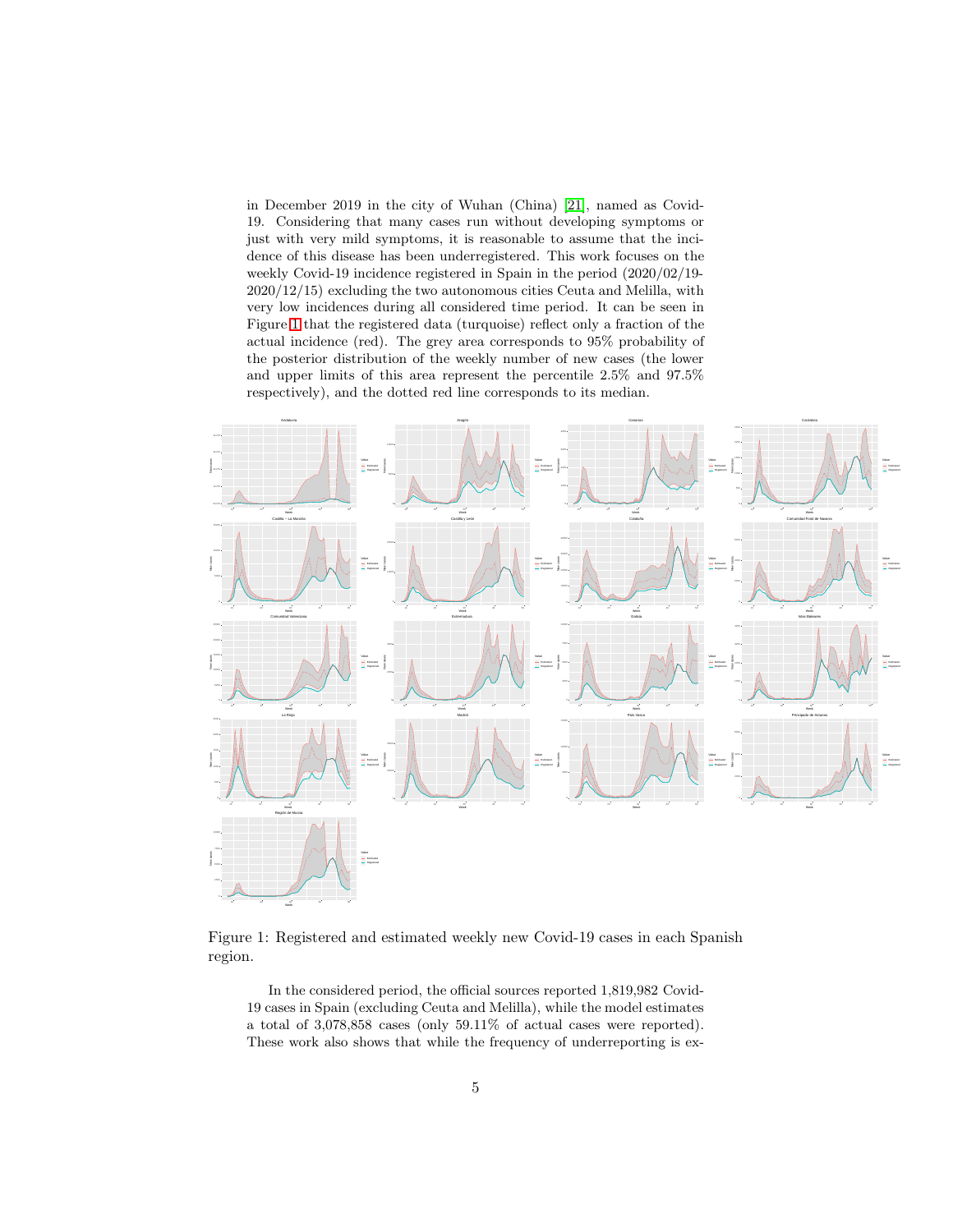in December 2019 in the city of Wuhan (China) [21], named as Covid-19. Considering that many cases run without developing symptoms or just with very mild symptoms, it is reasonable to assume that the incidence of this disease has been underregistered. This work focuses on the weekly Covid-19 incidence registered in Spain in the period (2020/02/19-2020/12/15) excluding the two autonomous cities Ceuta and Melilla, with very low incidences during all considered time period. It can be seen in Figure 1 that the registered data (turquoise) reflect only a fraction of the actual incidence (red). The grey area corresponds to 95% probability of the posterior distribution of the weekly number of new cases (the lower and upper limits of this area represent the percentile 2.5% and 97.5% respectively), and the dotted red line corresponds to its median.

Figure 1: Registered and estimated weekly new Covid-19 cases in each Spanish region.

In the considered period, the official sources reported 1,819,982 Covid-19 cases in Spain (excluding Ceuta and Melilla), while the model estimates a total of 3,078,858 cases (only 59.11% of actual cases were reported). These work also shows that while the frequency of underreporting is ex-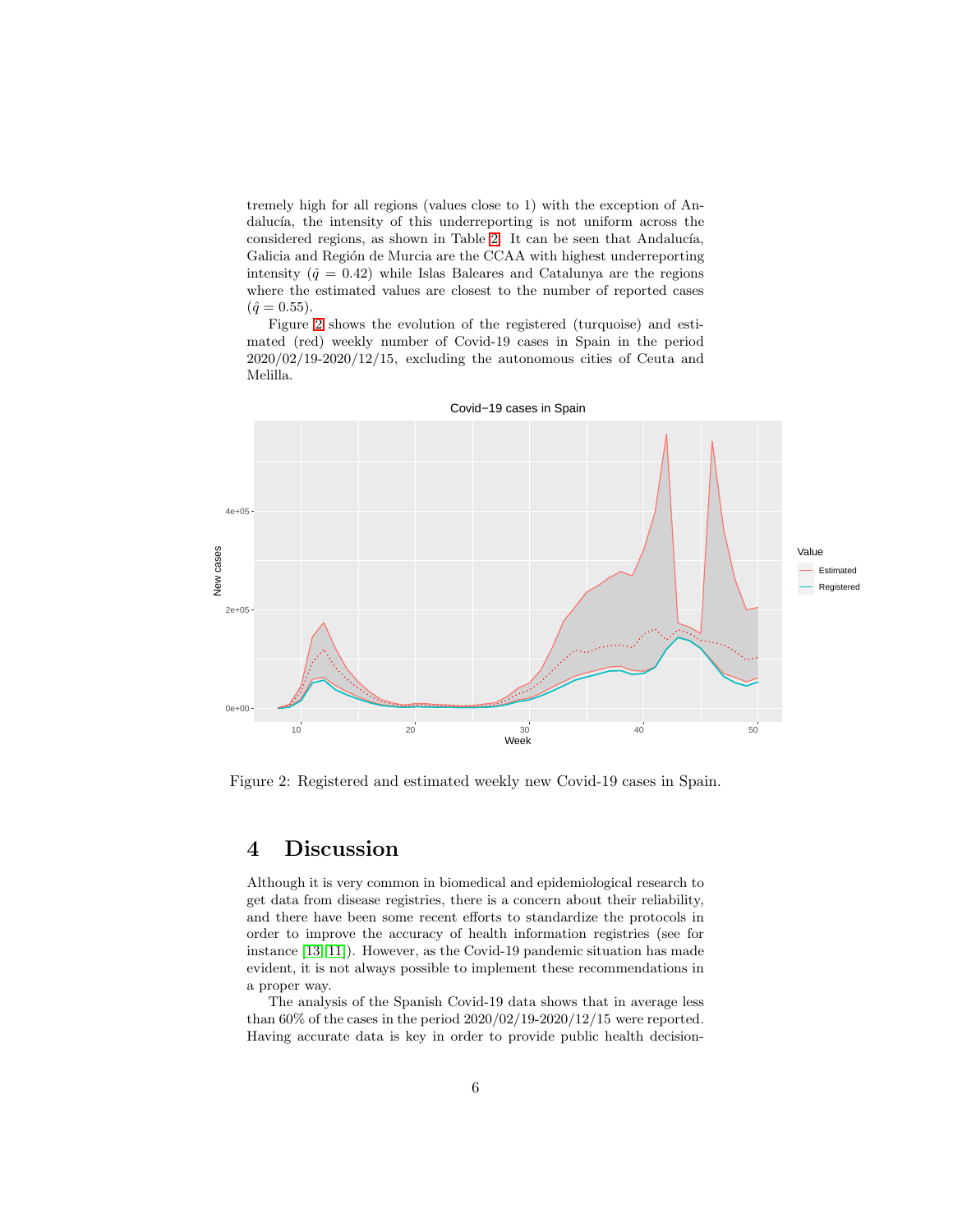tremely high for all regions (values close to 1) with the exception of Andalucía, the intensity of this underreporting is not uniform across the considered regions, as shown in Table 2. It can be seen that Andalucía, Galicia and Región de Murcia are the CCAA with highest underreporting intensity ($\hat{q} = 0.42$) while Islas Baleares and Catalunya are the regions where the estimated values are closest to the number of reported cases ($\hat{q} = 0.55$).

Figure 2 shows the evolution of the registered (turquoise) and estimated (red) weekly number of Covid-19 cases in Spain in the period 2020/02/19-2020/12/15, excluding the autonomous cities of Ceuta and Melilla.

Figure 2: Registered and estimated weekly new Covid-19 cases in Spain.

# 4 Discussion

Although it is very common in biomedical and epidemiological research to get data from disease registries, there is a concern about their reliability, and there have been some recent efforts to standardize the protocols in order to improve the accuracy of health information registries (see for instance [13][11]). However, as the Covid-19 pandemic situation has made evident, it is not always possible to implement these recommendations in a proper way.

The analysis of the Spanish Covid-19 data shows that in average less than 60% of the cases in the period 2020/02/19-2020/12/15 were reported. Having accurate data is key in order to provide public health decision-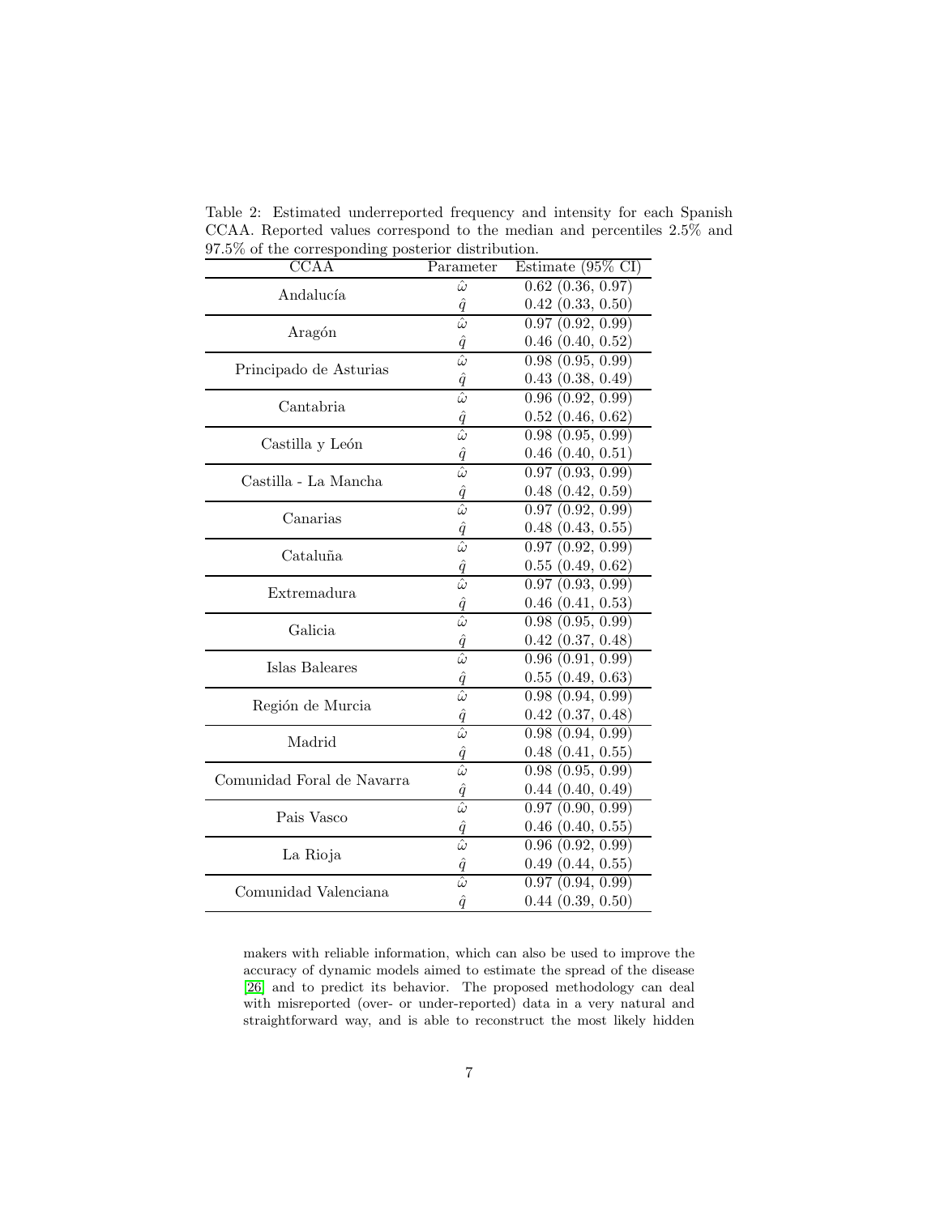Table 2: Estimated underreported frequency and intensity for each Spanish CCAA. Reported values correspond to the median and percentiles 2.5% and 97.5% of the corresponding posterior distribution.

| CCAA | Parameter | Estimate (95% CI) |
|---|---|---|
| Andalucía | $\hat{\omega}$ | 0.62 (0.36, 0.97) |
| | $\hat{q}$ | 0.42 (0.33, 0.50) |
| Aragón | $\hat{\omega}$ | 0.97 (0.92, 0.99) |
| | $\hat{q}$ | 0.46 (0.40, 0.52) |
| Principado de Asturias | $\hat{\omega}$ | 0.98 (0.95, 0.99) |
| | $\hat{q}$ | 0.43 (0.38, 0.49) |
| Cantabria | $\hat{\omega}$ | 0.96 (0.92, 0.99) |
| | $\hat{q}$ | 0.52 (0.46, 0.62) |
| Castilla y León | $\hat{\omega}$ | 0.98 (0.95, 0.99) |
| | $\hat{q}$ | 0.46 (0.40, 0.51) |
| Castilla - La Mancha | $\hat{\omega}$ | 0.97 (0.93, 0.99) |
| | $\hat{q}$ | 0.48 (0.42, 0.59) |
| Canarias | $\hat{\omega}$ | 0.97 (0.92, 0.99) |
| | $\hat{q}$ | 0.48 (0.43, 0.55) |
| Cataluña | $\hat{\omega}$ | 0.97 (0.92, 0.99) |
| | $\hat{q}$ | 0.55 (0.49, 0.62) |
| Extremadura | $\hat{\omega}$ | 0.97 (0.93, 0.99) |
| | $\hat{q}$ | 0.46 (0.41, 0.53) |
| Galicia | $\hat{\omega}$ | 0.98 (0.95, 0.99) |
| | $\hat{q}$ | 0.42 (0.37, 0.48) |
| Islas Baleares | $\hat{\omega}$ | 0.96 (0.91, 0.99) |
| | $\hat{q}$ | 0.55 (0.49, 0.63) |
| Región de Murcia | $\hat{\omega}$ | 0.98 (0.94, 0.99) |
| | $\hat{q}$ | 0.42 (0.37, 0.48) |
| Madrid | $\hat{\omega}$ | 0.98 (0.94, 0.99) |
| | $\hat{q}$ | 0.48 (0.41, 0.55) |
| Comunidad Foral de Navarra | $\hat{\omega}$ | 0.98 (0.95, 0.99) |
| | $\hat{q}$ | 0.44 (0.40, 0.49) |
| Pais Vasco | $\hat{\omega}$ | 0.97 (0.90, 0.99) |
| | $\hat{q}$ | 0.46 (0.40, 0.55) |
| La Rioja | $\hat{\omega}$ | 0.96 (0.92, 0.99) |
| | $\hat{q}$ | 0.49 (0.44, 0.55) |
| Comunidad Valenciana | $\hat{\omega}$ | 0.97 (0.94, 0.99) |
| | $\hat{q}$ | 0.44 (0.39, 0.50) |

makers with reliable information, which can also be used to improve the accuracy of dynamic models aimed to estimate the spread of the disease [26] and to predict its behavior. The proposed methodology can deal with misreported (over- or under-reported) data in a very natural and straightforward way, and is able to reconstruct the most likely hidden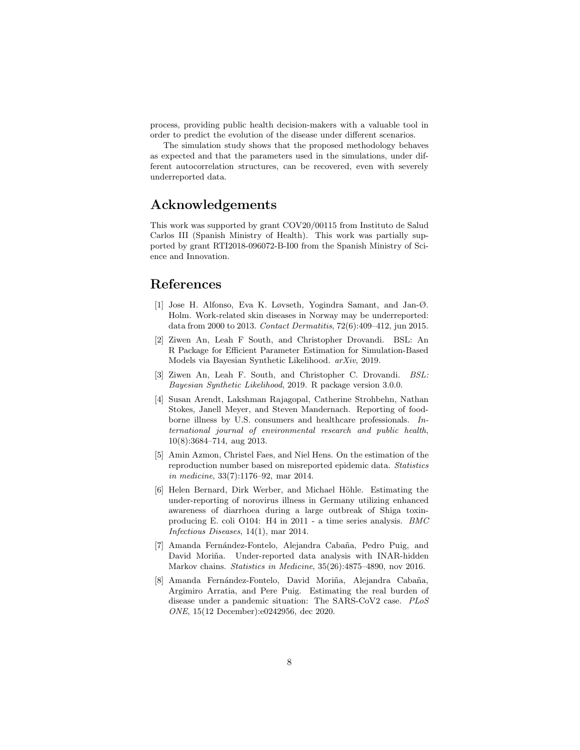process, providing public health decision-makers with a valuable tool in order to predict the evolution of the disease under different scenarios.

The simulation study shows that the proposed methodology behaves as expected and that the parameters used in the simulations, under different autocorrelation structures, can be recovered, even with severely underreported data.

# Acknowledgements

This work was supported by grant COV20/00115 from Instituto de Salud Carlos III (Spanish Ministry of Health). This work was partially supported by grant RTI2018-096072-B-I00 from the Spanish Ministry of Science and Innovation.

# References

[1] Jose H. Alfonso, Eva K. Løvseth, Yogindra Samant, and Jan-Ø. Holm. Work-related skin diseases in Norway may be underreported: data from 2000 to 2013. *Contact Dermatitis*, 72(6):409–412, jun 2015.

[2] Ziwen An, Leah F South, and Christopher Drovandi. BSL: An R Package for Efficient Parameter Estimation for Simulation-Based Models via Bayesian Synthetic Likelihood. *arXiv*, 2019.

[3] Ziwen An, Leah F. South, and Christopher C. Drovandi. *BSL: Bayesian Synthetic Likelihood*, 2019. R package version 3.0.0.

[4] Susan Arendt, Lakshman Rajagopal, Catherine Strohbehn, Nathan Stokes, Janell Meyer, and Steven Mandernach. Reporting of foodborne illness by U.S. consumers and healthcare professionals. *International journal of environmental research and public health*, 10(8):3684–714, aug 2013.

[5] Amin Azmon, Christel Faes, and Niel Hens. On the estimation of the reproduction number based on misreported epidemic data. *Statistics in medicine*, 33(7):1176–92, mar 2014.

[6] Helen Bernard, Dirk Werber, and Michael Höhle. Estimating the under-reporting of norovirus illness in Germany utilizing enhanced awareness of diarrhoea during a large outbreak of Shiga toxin-producing E. coli O104: H4 in 2011 - a time series analysis. *BMC Infectious Diseases*, 14(1), mar 2014.

[7] Amanda Fernández-Fontelo, Alejandra Cabaña, Pedro Puig, and David Moriña. Under-reported data analysis with INAR-hidden Markov chains. *Statistics in Medicine*, 35(26):4875–4890, nov 2016.

[8] Amanda Fernández-Fontelo, David Moriña, Alejandra Cabaña, Argimiro Arratia, and Pere Puig. Estimating the real burden of disease under a pandemic situation: The SARS-CoV2 case. *PLoS ONE*, 15(12 December):e0242956, dec 2020.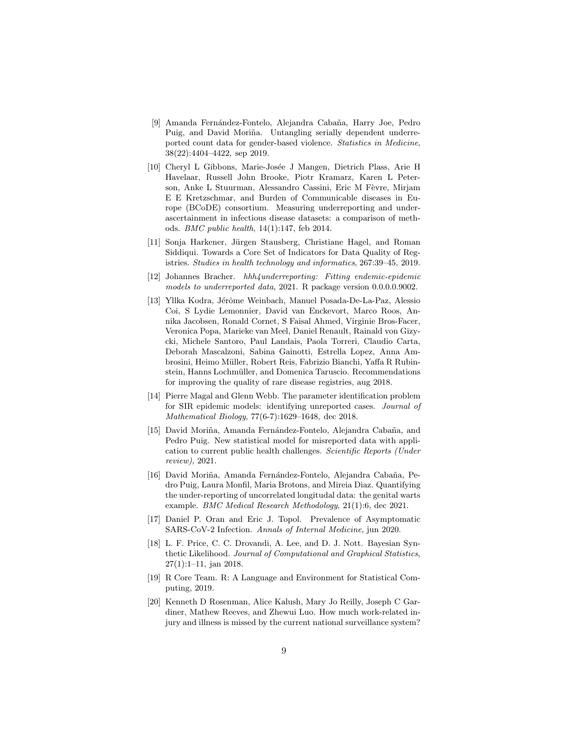[9] Amanda Fernández-Fontelo, Alejandra Cabaña, Harry Joe, Pedro Puig, and David Moriña. Untangling serially dependent underreported count data for gender-based violence. *Statistics in Medicine*, 38(22):4404–4422, sep 2019.

[10] Cheryl L Gibbons, Marie-Josée J Mangen, Dietrich Plass, Arie H Havelaar, Russell John Brooke, Piotr Kramarz, Karen L Peterson, Anke L Stuurman, Alessandro Cassini, Eric M Fèvre, Mirjam E E Kretzschmar, and Burden of Communicable diseases in Europe (BCoDE) consortium. Measuring underreporting and underascertainment in infectious disease datasets: a comparison of methods. *BMC public health*, 14(1):147, feb 2014.

[11] Sonja Harkener, Jürgen Stausberg, Christiane Hagel, and Roman Siddiqui. Towards a Core Set of Indicators for Data Quality of Registries. *Studies in health technology and informatics*, 267:39–45, 2019.

[12] Johannes Bracher. *hhh4underreporting: Fitting endemic-epidemic models to underreported data*, 2021. R package version 0.0.0.0.9002.

[13] Yllka Kodra, Jérôme Weinbach, Manuel Posada-De-La-Paz, Alessio Coi, S Lydie Lemonnier, David van Enckevort, Marco Roos, Annika Jacobsen, Ronald Cornet, S Faisal Ahmed, Virginie Bros-Facer, Veronica Popa, Marieke van Meel, Daniel Renault, Rainald von Gizycki, Michele Santoro, Paul Landais, Paola Torreri, Claudio Carta, Deborah Mascalzoni, Sabina Gainotti, Estrella Lopez, Anna Ambrosini, Heimo Müller, Robert Reis, Fabrizio Bianchi, Yaffa R Rubinstein, Hanns Lochmüller, and Domenica Taruscio. Recommendations for improving the quality of rare disease registries, aug 2018.

[14] Pierre Magal and Glenn Webb. The parameter identification problem for SIR epidemic models: identifying unreported cases. *Journal of Mathematical Biology*, 77(6-7):1629–1648, dec 2018.

[15] David Moriña, Amanda Fernández-Fontelo, Alejandra Cabaña, and Pedro Puig. New statistical model for misreported data with application to current public health challenges. *Scientific Reports (Under review)*, 2021.

[16] David Moriña, Amanda Fernández-Fontelo, Alejandra Cabaña, Pedro Puig, Laura Monfil, Maria Brotons, and Mireia Diaz. Quantifying the under-reporting of uncorrelated longitudal data: the genital warts example. *BMC Medical Research Methodology*, 21(1):6, dec 2021.

[17] Daniel P. Oran and Eric J. Topol. Prevalence of Asymptomatic SARS-CoV-2 Infection. *Annals of Internal Medicine*, jun 2020.

[18] L. F. Price, C. C. Drovandi, A. Lee, and D. J. Nott. Bayesian Synthetic Likelihood. *Journal of Computational and Graphical Statistics*, 27(1):1–11, jan 2018.

[19] R Core Team. R: A Language and Environment for Statistical Computing, 2019.

[20] Kenneth D Rosenman, Alice Kalush, Mary Jo Reilly, Joseph C Gardiner, Mathew Reeves, and Zhewui Luo. How much work-related injury and illness is missed by the current national surveillance system?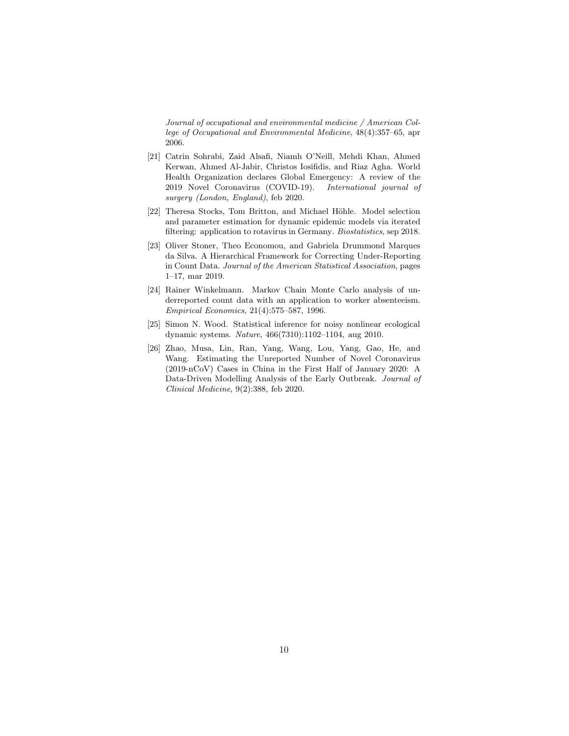*Journal of occupational and environmental medicine / American College of Occupational and Environmental Medicine*, 48(4):357–65, apr 2006.

[21] Catrin Sohrabi, Zaid Alsafi, Niamh O'Neill, Mehdi Khan, Ahmed Kerwan, Ahmed Al-Jabir, Christos Iosifidis, and Riaz Agha. World Health Organization declares Global Emergency: A review of the 2019 Novel Coronavirus (COVID-19). *International journal of surgery (London, England)*, feb 2020.

[22] Theresa Stocks, Tom Britton, and Michael Höhle. Model selection and parameter estimation for dynamic epidemic models via iterated filtering: application to rotavirus in Germany. *Biostatistics*, sep 2018.

[23] Oliver Stoner, Theo Economou, and Gabriela Drummond Marques da Silva. A Hierarchical Framework for Correcting Under-Reporting in Count Data. *Journal of the American Statistical Association*, pages 1–17, mar 2019.

[24] Rainer Winkelmann. Markov Chain Monte Carlo analysis of underreported count data with an application to worker absenteeism. *Empirical Economics*, 21(4):575–587, 1996.

[25] Simon N. Wood. Statistical inference for noisy nonlinear ecological dynamic systems. *Nature*, 466(7310):1102–1104, aug 2010.

[26] Zhao, Musa, Lin, Ran, Yang, Wang, Lou, Yang, Gao, He, and Wang. Estimating the Unreported Number of Novel Coronavirus (2019-nCoV) Cases in China in the First Half of January 2020: A Data-Driven Modelling Analysis of the Early Outbreak. *Journal of Clinical Medicine*, 9(2):388, feb 2020.